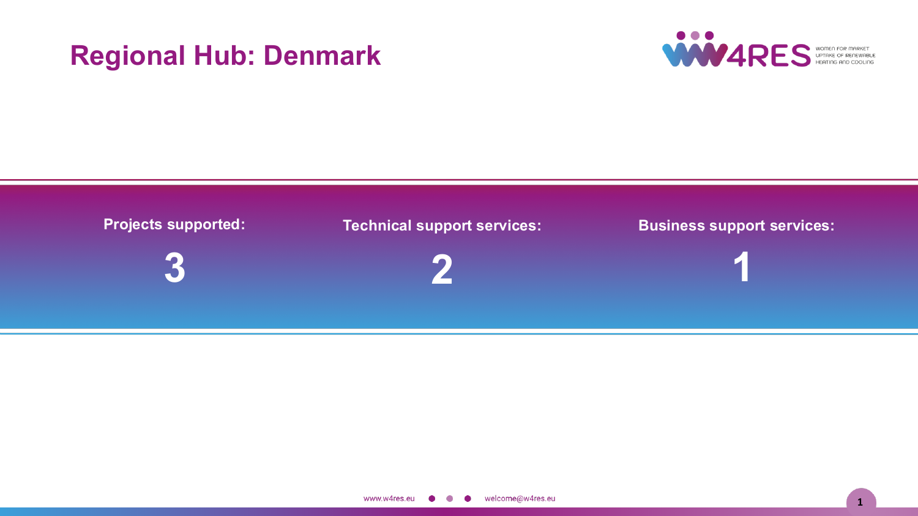# Regional Hub: Denmark

| Projects supported: | Technical support services: | Business support services: |
| --- | --- | --- |
| **3** | **2** | **1** |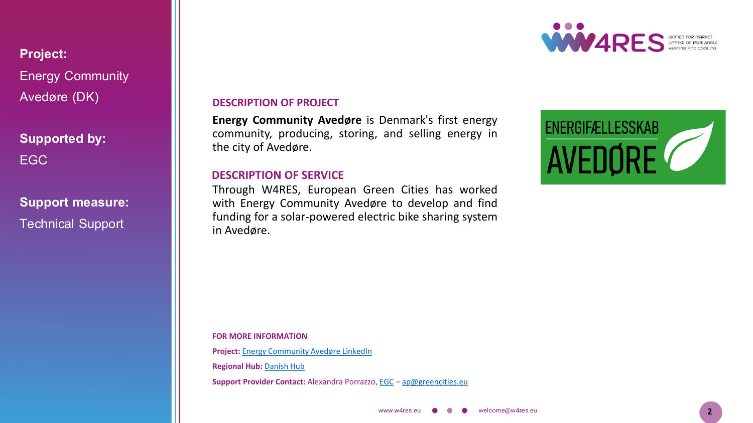**Project:**
Energy Community Avedøre (DK)

**Supported by:**
EGC

**Support measure:**
Technical Support

## DESCRIPTION OF PROJECT

**Energy Community Avedøre** is Denmark's first energy community, producing, storing, and selling energy in the city of Avedøre.

## DESCRIPTION OF SERVICE

Through W4RES, European Green Cities has worked with Energy Community Avedøre to develop and find funding for a solar-powered electric bike sharing system in Avedøre.

**FOR MORE INFORMATION**

**Project:** Energy Community Avedøre LinkedIn

**Regional Hub:** Danish Hub

**Support Provider Contact:** Alexandra Porrazzo, EGC – ap@greencities.eu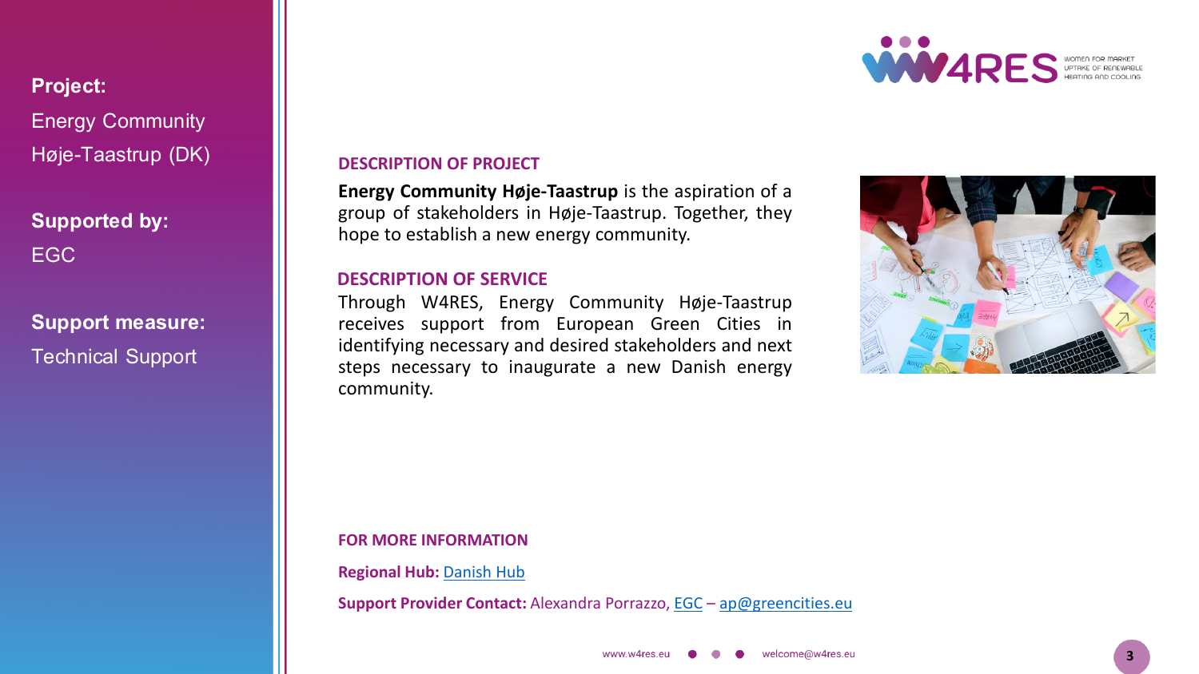**Project:**
Energy Community Høje-Taastrup (DK)

**Supported by:**
EGC

**Support measure:**
Technical Support

## DESCRIPTION OF PROJECT

**Energy Community Høje-Taastrup** is the aspiration of a group of stakeholders in Høje-Taastrup. Together, they hope to establish a new energy community.

## DESCRIPTION OF SERVICE

Through W4RES, Energy Community Høje-Taastrup receives support from European Green Cities in identifying necessary and desired stakeholders and next steps necessary to inaugurate a new Danish energy community.

## FOR MORE INFORMATION

**Regional Hub:** Danish Hub

**Support Provider Contact:** Alexandra Porrazzo, EGC – ap@greencities.eu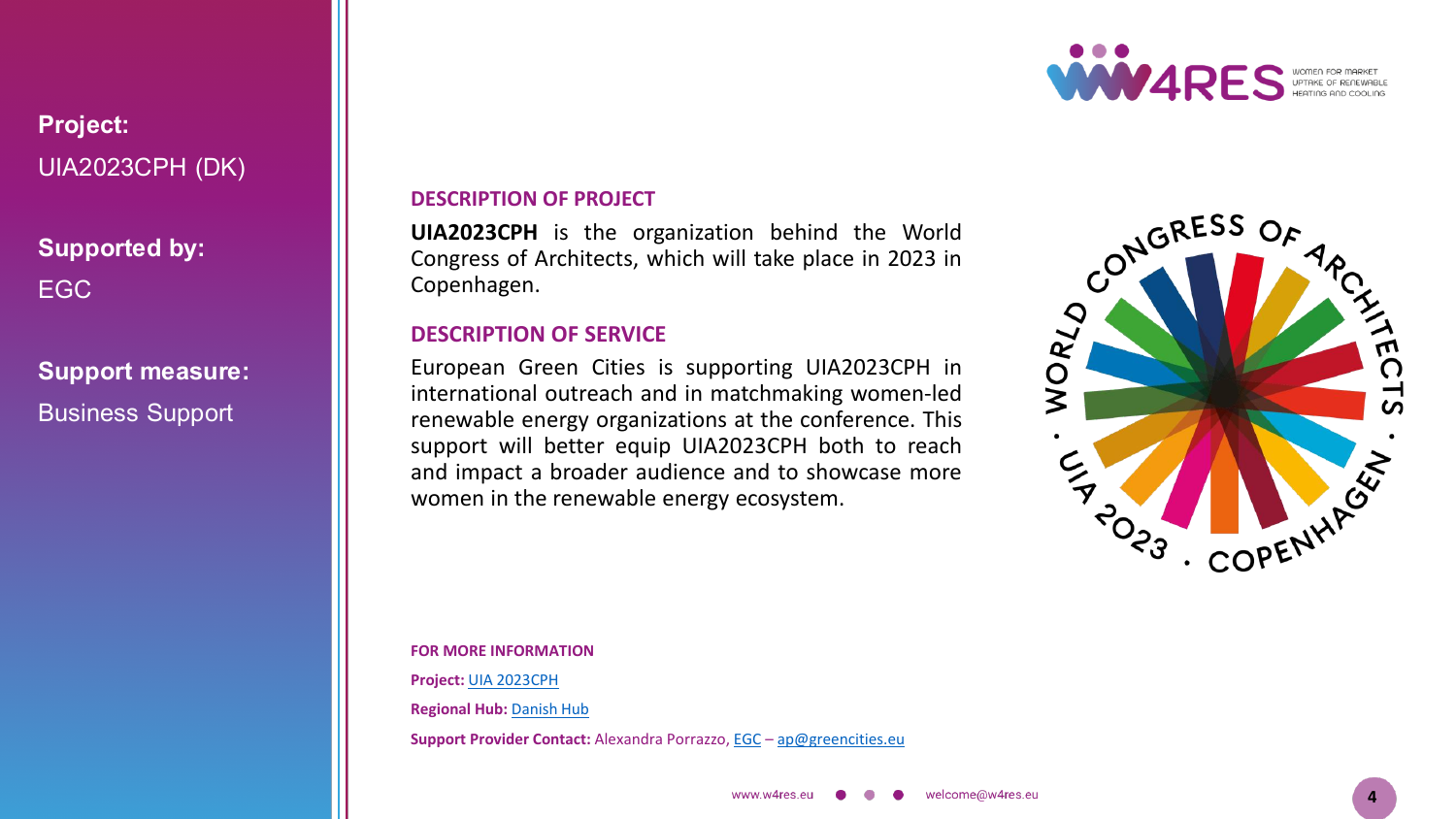**Project:**
UIA2023CPH (DK)

**Supported by:**
EGC

**Support measure:**
Business Support

## DESCRIPTION OF PROJECT

**UIA2023CPH** is the organization behind the World Congress of Architects, which will take place in 2023 in Copenhagen.

## DESCRIPTION OF SERVICE

European Green Cities is supporting UIA2023CPH in international outreach and in matchmaking women-led renewable energy organizations at the conference. This support will better equip UIA2023CPH both to reach and impact a broader audience and to showcase more women in the renewable energy ecosystem.

**FOR MORE INFORMATION**

**Project:** UIA 2023CPH

**Regional Hub:** Danish Hub

**Support Provider Contact:** Alexandra Porrazzo, EGC – ap@greencities.eu